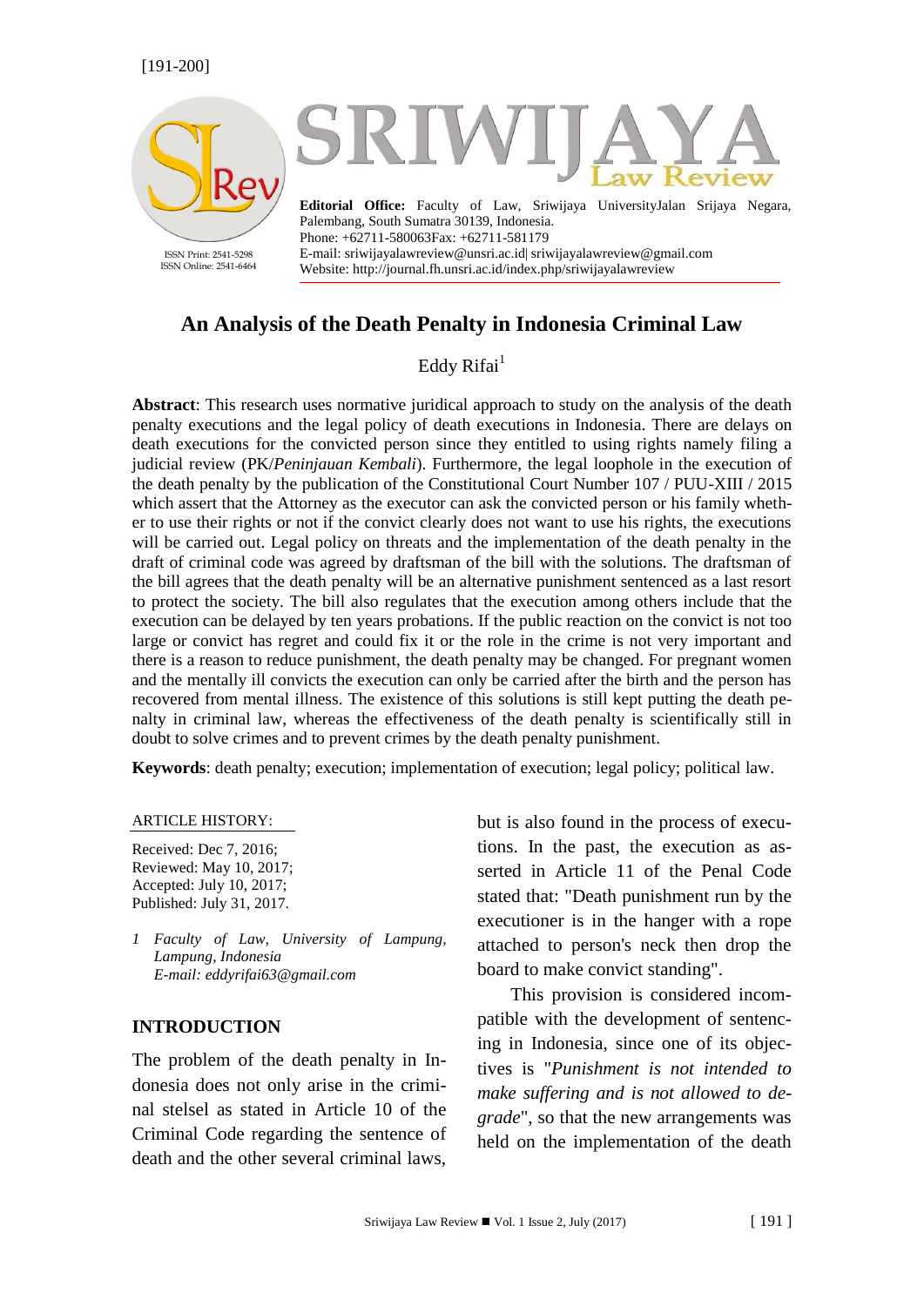# An Analysis of the Death Penalty in Indonesia Criminal Law

Eddy Rifai[1]

**Abstract**: This research uses normative juridical approach to study on the analysis of the death penalty executions and the legal policy of death executions in Indonesia. There are delays on death executions for the convicted person since they entitled to using rights namely filing a judicial review (PK/*Peninjauan Kembali*). Furthermore, the legal loophole in the execution of the death penalty by the publication of the Constitutional Court Number 107 / PUU-XIII / 2015 which assert that the Attorney as the executor can ask the convicted person or his family whether to use their rights or not if the convict clearly does not want to use his rights, the executions will be carried out. Legal policy on threats and the implementation of the death penalty in the draft of criminal code was agreed by draftsman of the bill with the solutions. The draftsman of the bill agrees that the death penalty will be an alternative punishment sentenced as a last resort to protect the society. The bill also regulates that the execution among others include that the execution can be delayed by ten years probations. If the public reaction on the convict is not too large or convict has regret and could fix it or the role in the crime is not very important and there is a reason to reduce punishment, the death penalty may be changed. For pregnant women and the mentally ill convicts the execution can only be carried after the birth and the person has recovered from mental illness. The existence of this solutions is still kept putting the death penalty in criminal law, whereas the effectiveness of the death penalty is scientifically still in doubt to solve crimes and to prevent crimes by the death penalty punishment.

**Keywords**: death penalty; execution; implementation of execution; legal policy; political law.

ARTICLE HISTORY:

Received: Dec 7, 2016;
Reviewed: May 10, 2017;
Accepted: July 10, 2017;
Published: July 31, 2017.

*1 Faculty of Law, University of Lampung, Lampung, Indonesia*
*E-mail: eddyrifai63@gmail.com*

## INTRODUCTION

The problem of the death penalty in Indonesia does not only arise in the criminal stelsel as stated in Article 10 of the Criminal Code regarding the sentence of death and the other several criminal laws, but is also found in the process of executions. In the past, the execution as asserted in Article 11 of the Penal Code stated that: "Death punishment run by the executioner is in the hanger with a rope attached to person's neck then drop the board to make convict standing".

This provision is considered incompatible with the development of sentencing in Indonesia, since one of its objectives is "*Punishment is not intended to make suffering and is not allowed to degrade*", so that the new arrangements was held on the implementation of the death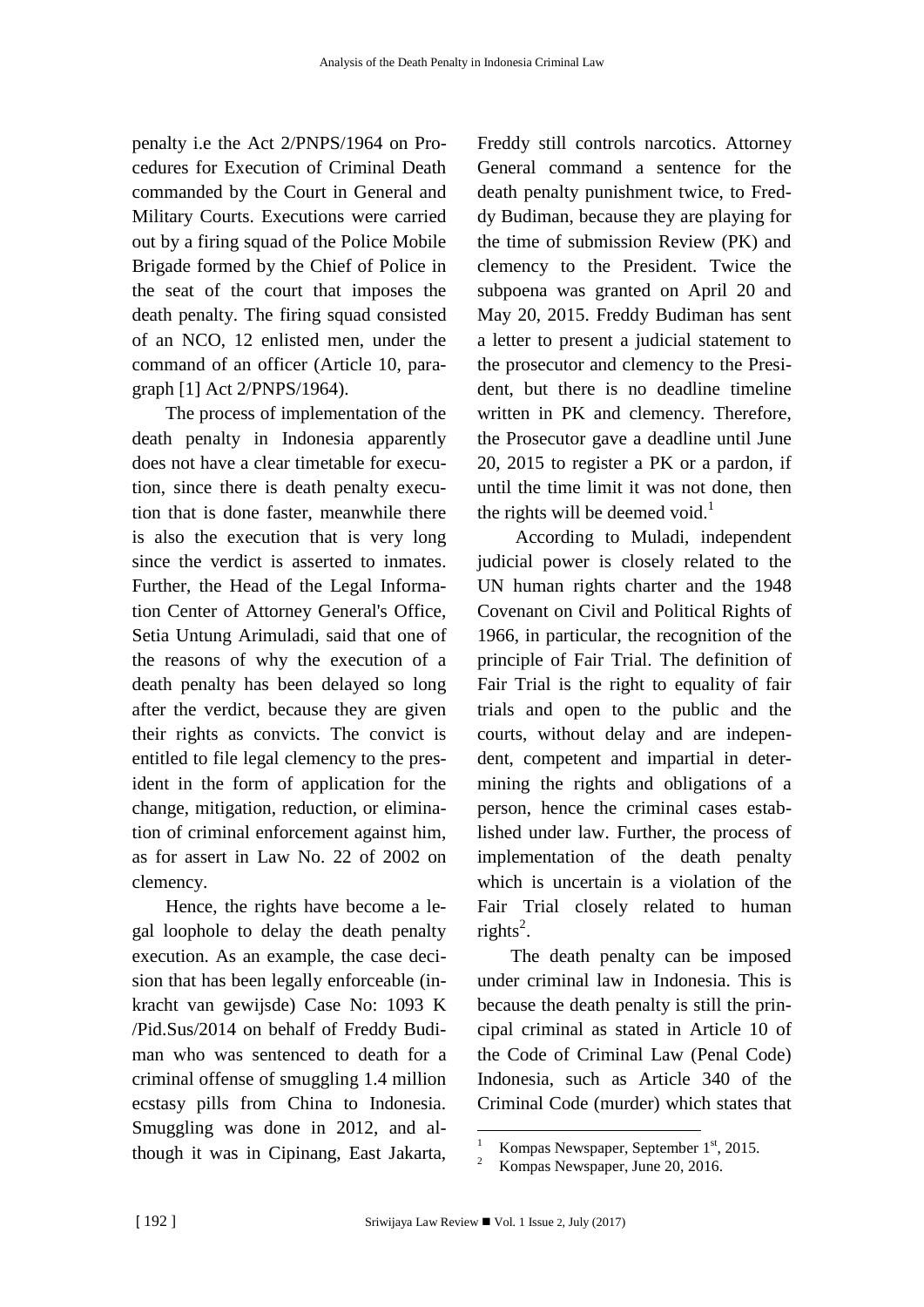penalty i.e the Act 2/PNPS/1964 on Procedures for Execution of Criminal Death commanded by the Court in General and Military Courts. Executions were carried out by a firing squad of the Police Mobile Brigade formed by the Chief of Police in the seat of the court that imposes the death penalty. The firing squad consisted of an NCO, 12 enlisted men, under the command of an officer (Article 10, paragraph [1] Act 2/PNPS/1964).

The process of implementation of the death penalty in Indonesia apparently does not have a clear timetable for execution, since there is death penalty execution that is done faster, meanwhile there is also the execution that is very long since the verdict is asserted to inmates. Further, the Head of the Legal Information Center of Attorney General's Office, Setia Untung Arimuladi, said that one of the reasons of why the execution of a death penalty has been delayed so long after the verdict, because they are given their rights as convicts. The convict is entitled to file legal clemency to the president in the form of application for the change, mitigation, reduction, or elimination of criminal enforcement against him, as for assert in Law No. 22 of 2002 on clemency.

Hence, the rights have become a legal loophole to delay the death penalty execution. As an example, the case decision that has been legally enforceable (inkracht van gewijsde) Case No: 1093 K /Pid.Sus/2014 on behalf of Freddy Budiman who was sentenced to death for a criminal offense of smuggling 1.4 million ecstasy pills from China to Indonesia. Smuggling was done in 2012, and although it was in Cipinang, East Jakarta, Freddy still controls narcotics. Attorney General command a sentence for the death penalty punishment twice, to Freddy Budiman, because they are playing for the time of submission Review (PK) and clemency to the President. Twice the subpoena was granted on April 20 and May 20, 2015. Freddy Budiman has sent a letter to present a judicial statement to the prosecutor and clemency to the President, but there is no deadline timeline written in PK and clemency. Therefore, the Prosecutor gave a deadline until June 20, 2015 to register a PK or a pardon, if until the time limit it was not done, then the rights will be deemed void.[1]

According to Muladi, independent judicial power is closely related to the UN human rights charter and the 1948 Covenant on Civil and Political Rights of 1966, in particular, the recognition of the principle of Fair Trial. The definition of Fair Trial is the right to equality of fair trials and open to the public and the courts, without delay and are independent, competent and impartial in determining the rights and obligations of a person, hence the criminal cases established under law. Further, the process of implementation of the death penalty which is uncertain is a violation of the Fair Trial closely related to human rights[2].

The death penalty can be imposed under criminal law in Indonesia. This is because the death penalty is still the principal criminal as stated in Article 10 of the Code of Criminal Law (Penal Code) Indonesia, such as Article 340 of the Criminal Code (murder) which states that

---

[1] Kompas Newspaper, September 1st, 2015.

[2] Kompas Newspaper, June 20, 2016.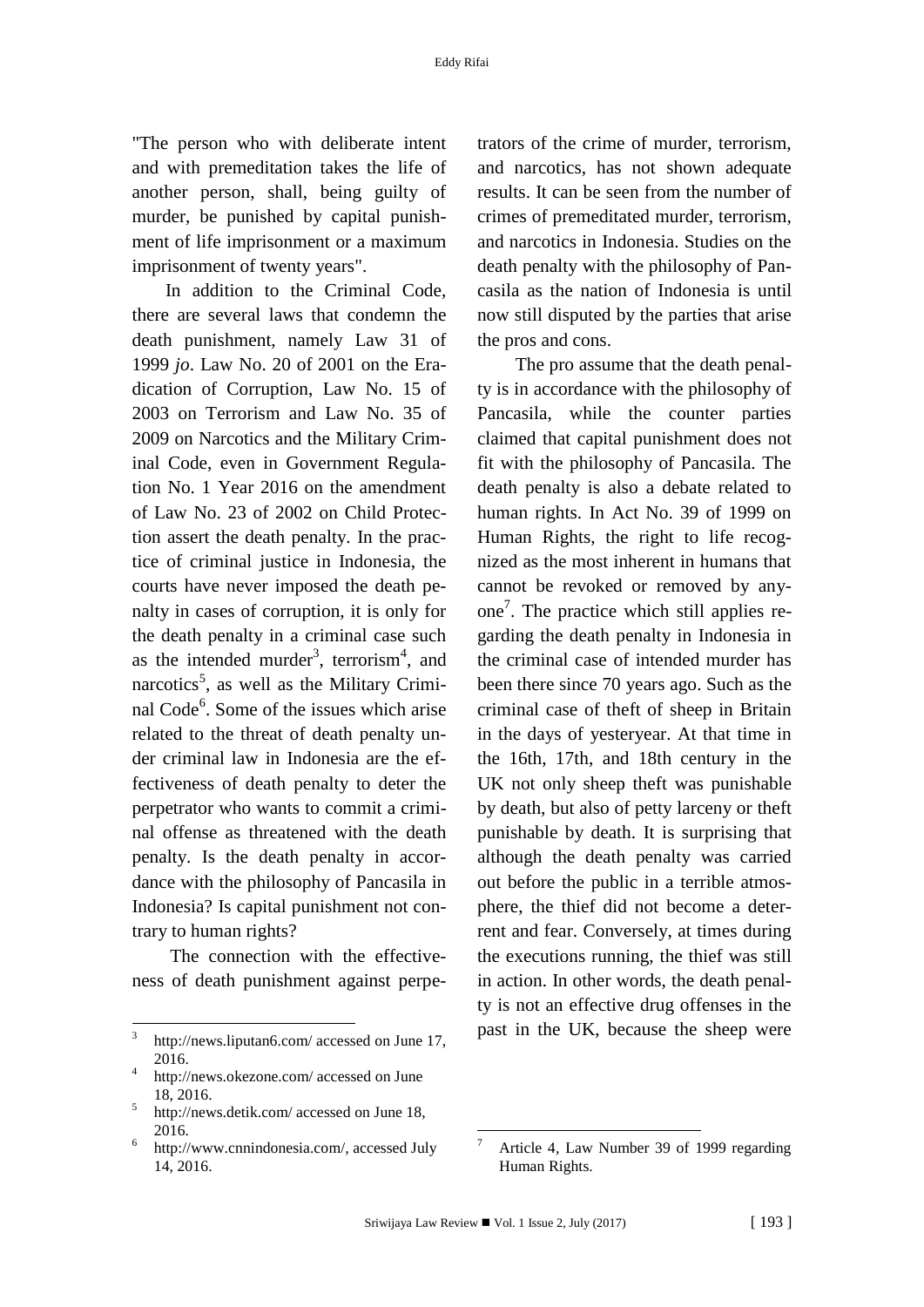"The person who with deliberate intent and with premeditation takes the life of another person, shall, being guilty of murder, be punished by capital punishment of life imprisonment or a maximum imprisonment of twenty years".

In addition to the Criminal Code, there are several laws that condemn the death punishment, namely Law 31 of 1999 *jo*. Law No. 20 of 2001 on the Eradication of Corruption, Law No. 15 of 2003 on Terrorism and Law No. 35 of 2009 on Narcotics and the Military Criminal Code, even in Government Regulation No. 1 Year 2016 on the amendment of Law No. 23 of 2002 on Child Protection assert the death penalty. In the practice of criminal justice in Indonesia, the courts have never imposed the death penalty in cases of corruption, it is only for the death penalty in a criminal case such as the intended murder[3], terrorism[4], and narcotics[5], as well as the Military Criminal Code[6]. Some of the issues which arise related to the threat of death penalty under criminal law in Indonesia are the effectiveness of death penalty to deter the perpetrator who wants to commit a criminal offense as threatened with the death penalty. Is the death penalty in accordance with the philosophy of Pancasila in Indonesia? Is capital punishment not contrary to human rights?

The connection with the effectiveness of death punishment against perpetrators of the crime of murder, terrorism, and narcotics, has not shown adequate results. It can be seen from the number of crimes of premeditated murder, terrorism, and narcotics in Indonesia. Studies on the death penalty with the philosophy of Pancasila as the nation of Indonesia is until now still disputed by the parties that arise the pros and cons.

The pro assume that the death penalty is in accordance with the philosophy of Pancasila, while the counter parties claimed that capital punishment does not fit with the philosophy of Pancasila. The death penalty is also a debate related to human rights. In Act No. 39 of 1999 on Human Rights, the right to life recognized as the most inherent in humans that cannot be revoked or removed by anyone[7]. The practice which still applies regarding the death penalty in Indonesia in the criminal case of intended murder has been there since 70 years ago. Such as the criminal case of theft of sheep in Britain in the days of yesteryear. At that time in the 16th, 17th, and 18th century in the UK not only sheep theft was punishable by death, but also of petty larceny or theft punishable by death. It is surprising that although the death penalty was carried out before the public in a terrible atmosphere, the thief did not become a deterrent and fear. Conversely, at times during the executions running, the thief was still in action. In other words, the death penalty is not an effective drug offenses in the past in the UK, because the sheep were

---

[3] http://news.liputan6.com/ accessed on June 17, 2016.

[4] http://news.okezone.com/ accessed on June 18, 2016.

[5] http://news.detik.com/ accessed on June 18, 2016.

[6] http://www.cnnindonesia.com/, accessed July 14, 2016.

[7] Article 4, Law Number 39 of 1999 regarding Human Rights.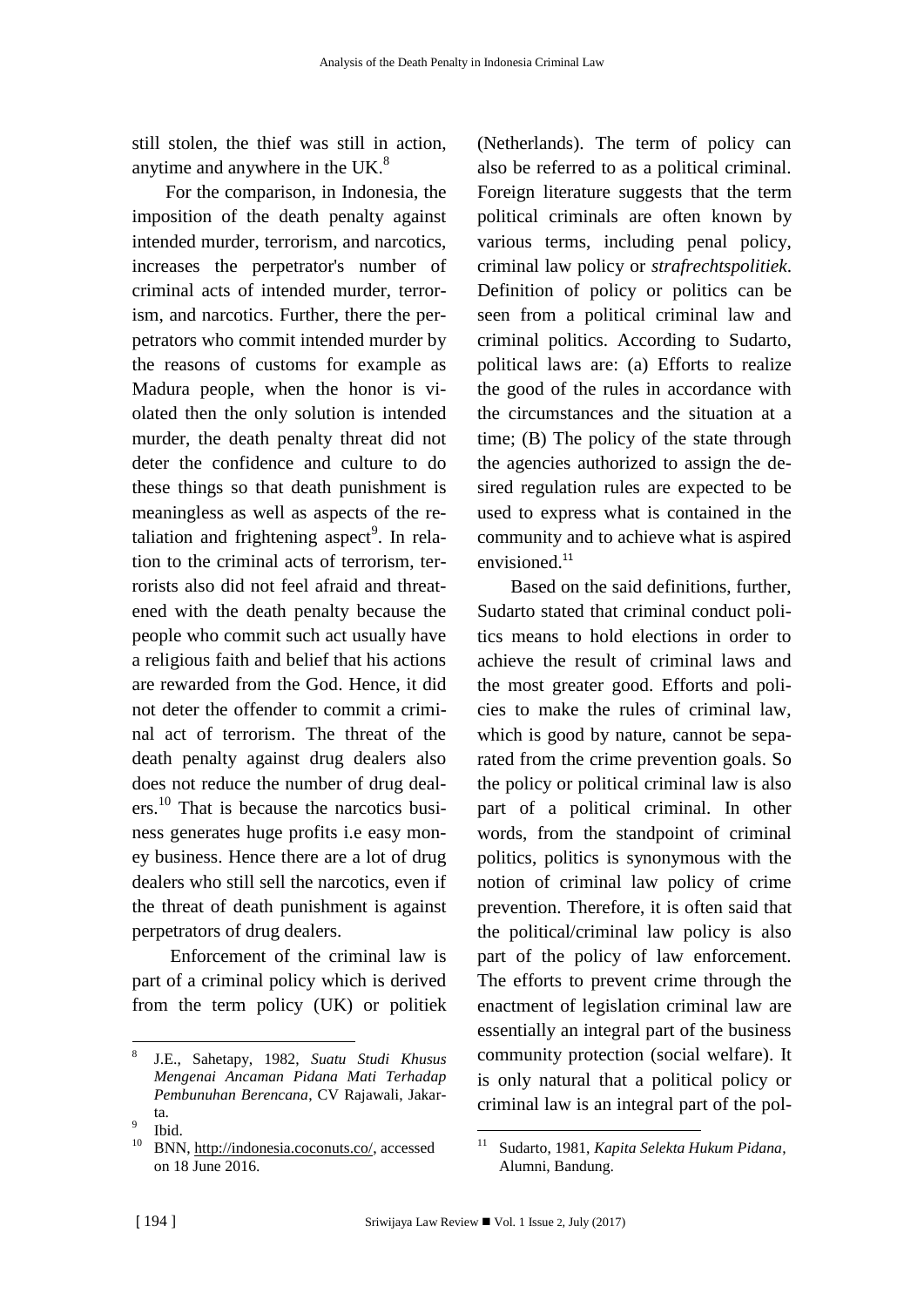still stolen, the thief was still in action, anytime and anywhere in the UK.[8]

For the comparison, in Indonesia, the imposition of the death penalty against intended murder, terrorism, and narcotics, increases the perpetrator's number of criminal acts of intended murder, terrorism, and narcotics. Further, there the perpetrators who commit intended murder by the reasons of customs for example as Madura people, when the honor is violated then the only solution is intended murder, the death penalty threat did not deter the confidence and culture to do these things so that death punishment is meaningless as well as aspects of the retaliation and frightening aspect[9]. In relation to the criminal acts of terrorism, terrorists also did not feel afraid and threatened with the death penalty because the people who commit such act usually have a religious faith and belief that his actions are rewarded from the God. Hence, it did not deter the offender to commit a criminal act of terrorism. The threat of the death penalty against drug dealers also does not reduce the number of drug dealers.[10] That is because the narcotics business generates huge profits i.e easy money business. Hence there are a lot of drug dealers who still sell the narcotics, even if the threat of death punishment is against perpetrators of drug dealers.

Enforcement of the criminal law is part of a criminal policy which is derived from the term policy (UK) or politiek (Netherlands). The term of policy can also be referred to as a political criminal. Foreign literature suggests that the term political criminals are often known by various terms, including penal policy, criminal law policy or *strafrechtspolitiek*. Definition of policy or politics can be seen from a political criminal law and criminal politics. According to Sudarto, political laws are: (a) Efforts to realize the good of the rules in accordance with the circumstances and the situation at a time; (B) The policy of the state through the agencies authorized to assign the desired regulation rules are expected to be used to express what is contained in the community and to achieve what is aspired envisioned.[11]

Based on the said definitions, further, Sudarto stated that criminal conduct politics means to hold elections in order to achieve the result of criminal laws and the most greater good. Efforts and policies to make the rules of criminal law, which is good by nature, cannot be separated from the crime prevention goals. So the policy or political criminal law is also part of a political criminal. In other words, from the standpoint of criminal politics, politics is synonymous with the notion of criminal law policy of crime prevention. Therefore, it is often said that the political/criminal law policy is also part of the policy of law enforcement. The efforts to prevent crime through the enactment of legislation criminal law are essentially an integral part of the business community protection (social welfare). It is only natural that a political policy or criminal law is an integral part of the pol-

---

[8] J.E., Sahetapy, 1982, *Suatu Studi Khusus Mengenai Ancaman Pidana Mati Terhadap Pembunuhan Berencana*, CV Rajawali, Jakarta.

[9] Ibid.

[10] BNN, http://indonesia.coconuts.co/, accessed on 18 June 2016.

[11] Sudarto, 1981, *Kapita Selekta Hukum Pidana*, Alumni, Bandung.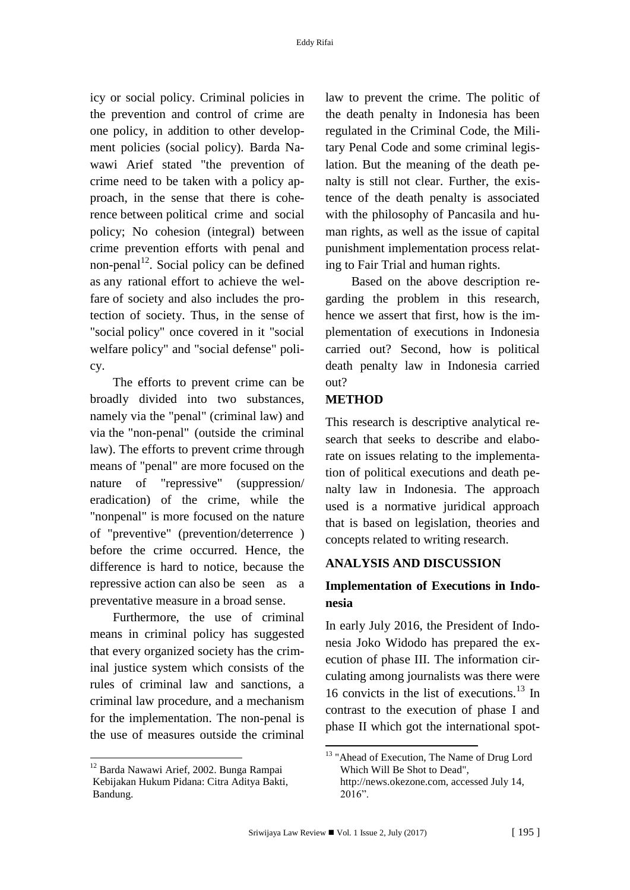icy or social policy. Criminal policies in the prevention and control of crime are one policy, in addition to other development policies (social policy). Barda Nawawi Arief stated "the prevention of crime need to be taken with a policy approach, in the sense that there is coherence between political crime and social policy; No cohesion (integral) between crime prevention efforts with penal and non-penal[12]. Social policy can be defined as any rational effort to achieve the welfare of society and also includes the protection of society. Thus, in the sense of "social policy" once covered in it "social welfare policy" and "social defense" policy.

The efforts to prevent crime can be broadly divided into two substances, namely via the "penal" (criminal law) and via the "non-penal" (outside the criminal law). The efforts to prevent crime through means of "penal" are more focused on the nature of "repressive" (suppression/ eradication) of the crime, while the "nonpenal" is more focused on the nature of "preventive" (prevention/deterrence ) before the crime occurred. Hence, the difference is hard to notice, because the repressive action can also be seen as a preventative measure in a broad sense.

Furthermore, the use of criminal means in criminal policy has suggested that every organized society has the criminal justice system which consists of the rules of criminal law and sanctions, a criminal law procedure, and a mechanism for the implementation. The non-penal is the use of measures outside the criminal law to prevent the crime. The politic of the death penalty in Indonesia has been regulated in the Criminal Code, the Military Penal Code and some criminal legislation. But the meaning of the death penalty is still not clear. Further, the existence of the death penalty is associated with the philosophy of Pancasila and human rights, as well as the issue of capital punishment implementation process relating to Fair Trial and human rights.

Based on the above description regarding the problem in this research, hence we assert that first, how is the implementation of executions in Indonesia carried out? Second, how is political death penalty law in Indonesia carried out?

## METHOD

This research is descriptive analytical research that seeks to describe and elaborate on issues relating to the implementation of political executions and death penalty law in Indonesia. The approach used is a normative juridical approach that is based on legislation, theories and concepts related to writing research.

## ANALYSIS AND DISCUSSION

### Implementation of Executions in Indonesia

In early July 2016, the President of Indonesia Joko Widodo has prepared the execution of phase III. The information circulating among journalists was there were 16 convicts in the list of executions.[13] In contrast to the execution of phase I and phase II which got the international spot-

---

[12] Barda Nawawi Arief, 2002. Bunga Rampai Kebijakan Hukum Pidana: Citra Aditya Bakti, Bandung.

[13] "Ahead of Execution, The Name of Drug Lord Which Will Be Shot to Dead", http://news.okezone.com, accessed July 14, 2016".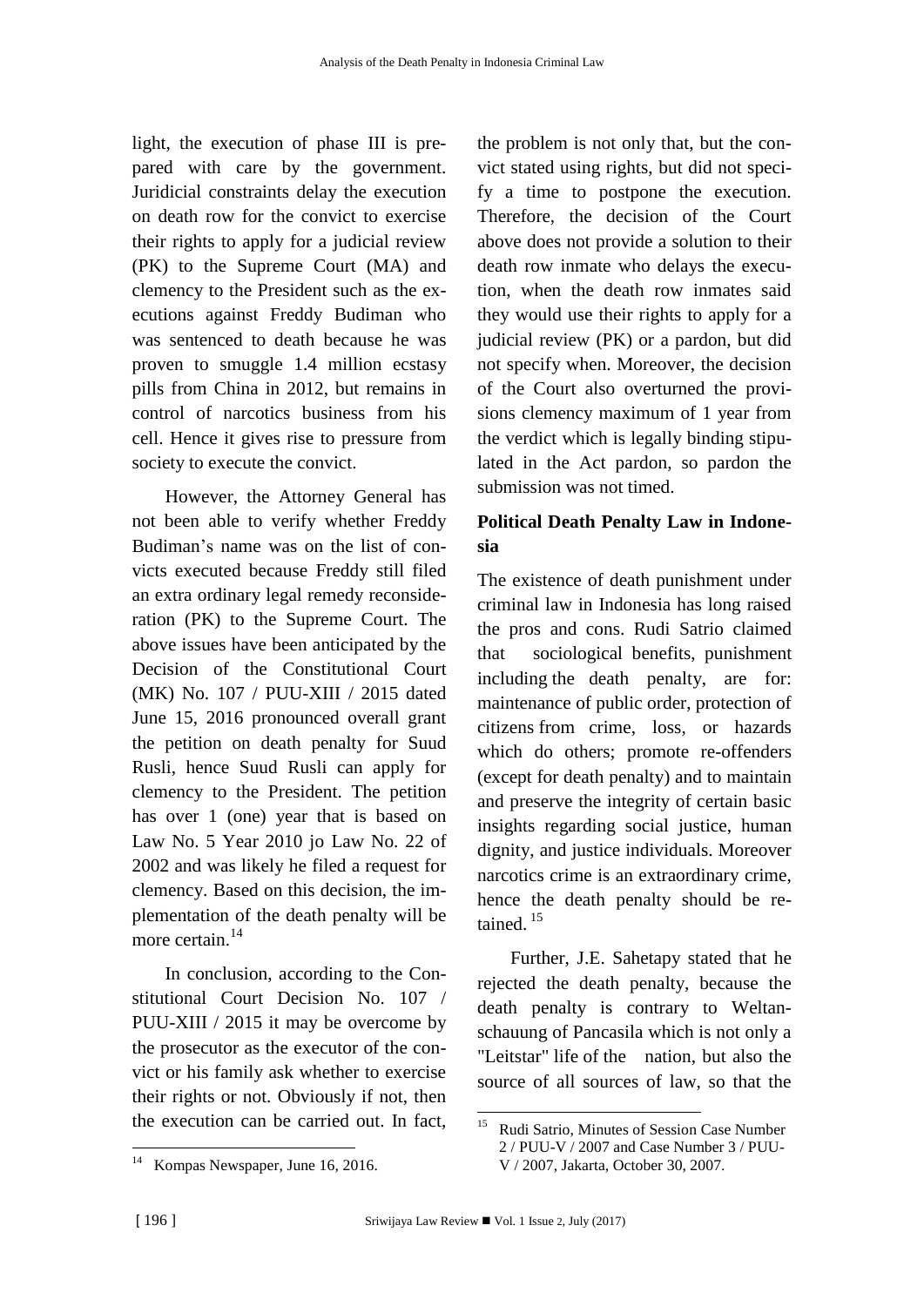light, the execution of phase III is prepared with care by the government. Juridicial constraints delay the execution on death row for the convict to exercise their rights to apply for a judicial review (PK) to the Supreme Court (MA) and clemency to the President such as the executions against Freddy Budiman who was sentenced to death because he was proven to smuggle 1.4 million ecstasy pills from China in 2012, but remains in control of narcotics business from his cell. Hence it gives rise to pressure from society to execute the convict.

However, the Attorney General has not been able to verify whether Freddy Budiman's name was on the list of convicts executed because Freddy still filed an extra ordinary legal remedy reconsideration (PK) to the Supreme Court. The above issues have been anticipated by the Decision of the Constitutional Court (MK) No. 107 / PUU-XIII / 2015 dated June 15, 2016 pronounced overall grant the petition on death penalty for Suud Rusli, hence Suud Rusli can apply for clemency to the President. The petition has over 1 (one) year that is based on Law No. 5 Year 2010 jo Law No. 22 of 2002 and was likely he filed a request for clemency. Based on this decision, the implementation of the death penalty will be more certain.[14]

In conclusion, according to the Constitutional Court Decision No. 107 / PUU-XIII / 2015 it may be overcome by the prosecutor as the executor of the convict or his family ask whether to exercise their rights or not. Obviously if not, then the execution can be carried out. In fact, the problem is not only that, but the convict stated using rights, but did not specify a time to postpone the execution. Therefore, the decision of the Court above does not provide a solution to their death row inmate who delays the execution, when the death row inmates said they would use their rights to apply for a judicial review (PK) or a pardon, but did not specify when. Moreover, the decision of the Court also overturned the provisions clemency maximum of 1 year from the verdict which is legally binding stipulated in the Act pardon, so pardon the submission was not timed.

**Political Death Penalty Law in Indonesia**

The existence of death punishment under criminal law in Indonesia has long raised the pros and cons. Rudi Satrio claimed that sociological benefits, punishment including the death penalty, are for: maintenance of public order, protection of citizens from crime, loss, or hazards which do others; promote re-offenders (except for death penalty) and to maintain and preserve the integrity of certain basic insights regarding social justice, human dignity, and justice individuals. Moreover narcotics crime is an extraordinary crime, hence the death penalty should be retained.[15]

Further, J.E. Sahetapy stated that he rejected the death penalty, because the death penalty is contrary to Weltanschauung of Pancasila which is not only a "Leitstar" life of the nation, but also the source of all sources of law, so that the

---

[14] Kompas Newspaper, June 16, 2016.

[15] Rudi Satrio, Minutes of Session Case Number 2 / PUU-V / 2007 and Case Number 3 / PUU-V / 2007, Jakarta, October 30, 2007.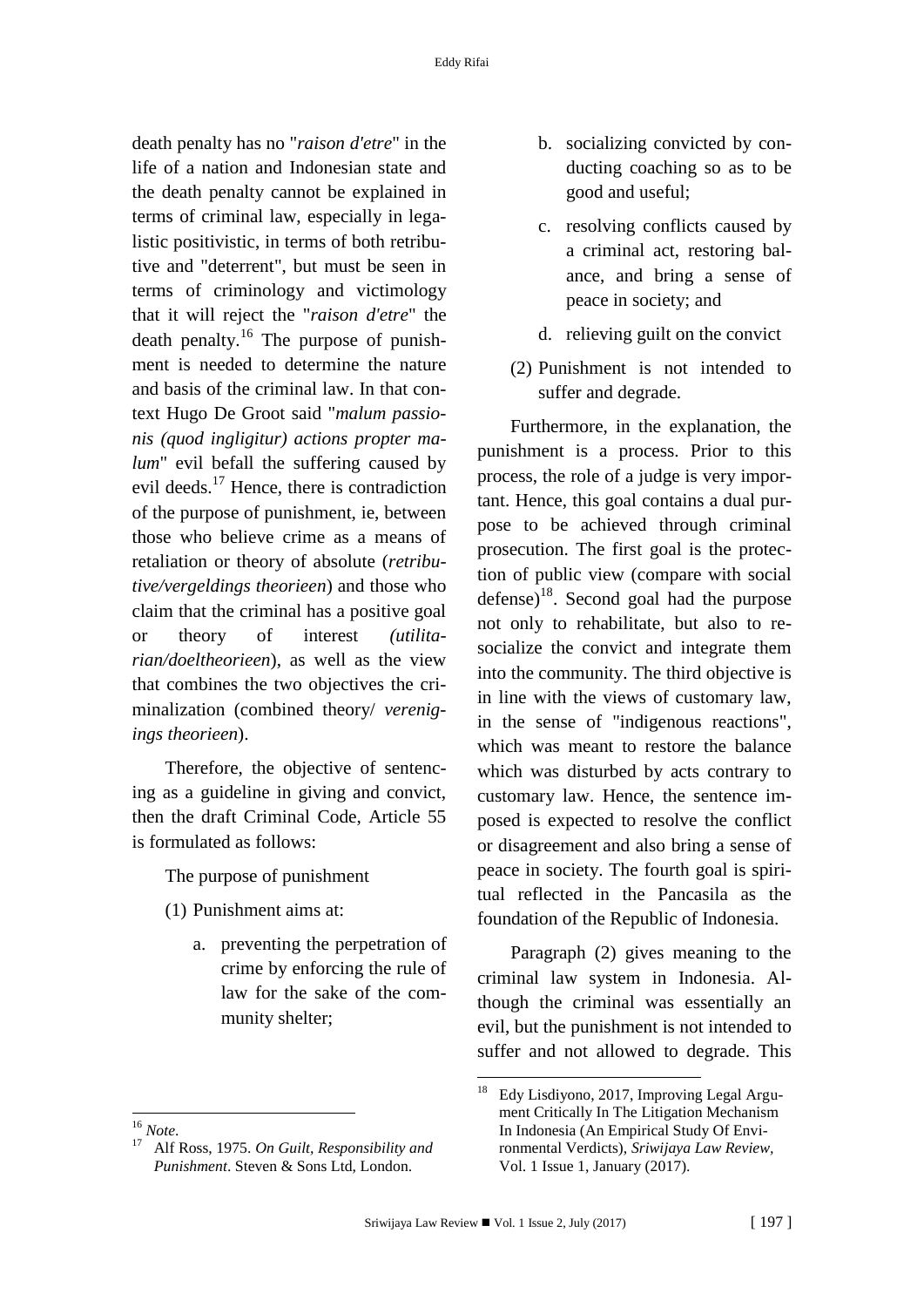death penalty has no "*raison d'etre*" in the life of a nation and Indonesian state and the death penalty cannot be explained in terms of criminal law, especially in legalistic positivistic, in terms of both retributive and "deterrent", but must be seen in terms of criminology and victimology that it will reject the "*raison d'etre*" the death penalty.[16] The purpose of punishment is needed to determine the nature and basis of the criminal law. In that context Hugo De Groot said "*malum passionis (quod ingligitur) actions propter malum*" evil befall the suffering caused by evil deeds.[17] Hence, there is contradiction of the purpose of punishment, ie, between those who believe crime as a means of retaliation or theory of absolute (*retributive/vergeldings theorieen*) and those who claim that the criminal has a positive goal or theory of interest *(utilitarian/doeltheorieen*), as well as the view that combines the two objectives the criminalization (combined theory/ *verenigings theorieen*).

Therefore, the objective of sentencing as a guideline in giving and convict, then the draft Criminal Code, Article 55 is formulated as follows:

The purpose of punishment

(1) Punishment aims at:

   a. preventing the perpetration of crime by enforcing the rule of law for the sake of the community shelter;

   b. socializing convicted by conducting coaching so as to be good and useful;

   c. resolving conflicts caused by a criminal act, restoring balance, and bring a sense of peace in society; and

   d. relieving guilt on the convict

(2) Punishment is not intended to suffer and degrade.

Furthermore, in the explanation, the punishment is a process. Prior to this process, the role of a judge is very important. Hence, this goal contains a dual purpose to be achieved through criminal prosecution. The first goal is the protection of public view (compare with social defense)[18]. Second goal had the purpose not only to rehabilitate, but also to resocialize the convict and integrate them into the community. The third objective is in line with the views of customary law, in the sense of "indigenous reactions", which was meant to restore the balance which was disturbed by acts contrary to customary law. Hence, the sentence imposed is expected to resolve the conflict or disagreement and also bring a sense of peace in society. The fourth goal is spiritual reflected in the Pancasila as the foundation of the Republic of Indonesia.

Paragraph (2) gives meaning to the criminal law system in Indonesia. Although the criminal was essentially an evil, but the punishment is not intended to suffer and not allowed to degrade. This

---

[16] *Note.*

[17] Alf Ross, 1975. *On Guilt, Responsibility and Punishment*. Steven & Sons Ltd, London.

[18] Edy Lisdiyono, 2017, Improving Legal Argument Critically In The Litigation Mechanism In Indonesia (An Empirical Study Of Environmental Verdicts), *Sriwijaya Law Review*, Vol. 1 Issue 1, January (2017).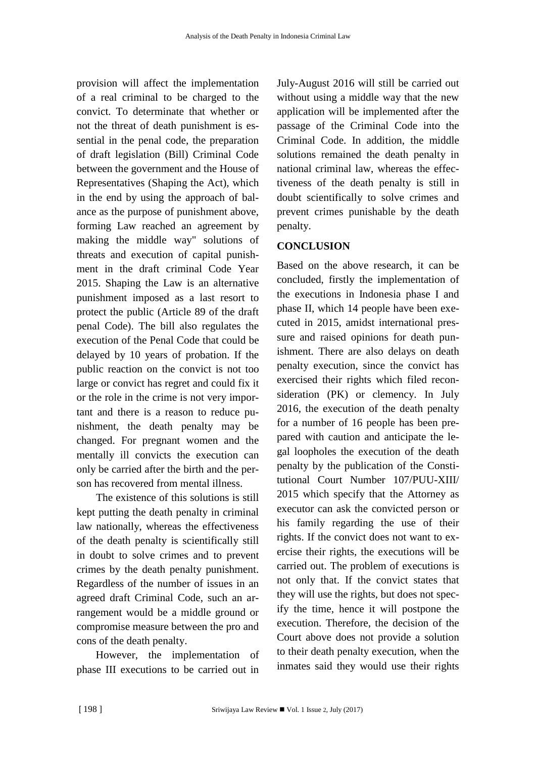provision will affect the implementation of a real criminal to be charged to the convict. To determinate that whether or not the threat of death punishment is essential in the penal code, the preparation of draft legislation (Bill) Criminal Code between the government and the House of Representatives (Shaping the Act), which in the end by using the approach of balance as the purpose of punishment above, forming Law reached an agreement by making the middle way" solutions of threats and execution of capital punishment in the draft criminal Code Year 2015. Shaping the Law is an alternative punishment imposed as a last resort to protect the public (Article 89 of the draft penal Code). The bill also regulates the execution of the Penal Code that could be delayed by 10 years of probation. If the public reaction on the convict is not too large or convict has regret and could fix it or the role in the crime is not very important and there is a reason to reduce punishment, the death penalty may be changed. For pregnant women and the mentally ill convicts the execution can only be carried after the birth and the person has recovered from mental illness.

The existence of this solutions is still kept putting the death penalty in criminal law nationally, whereas the effectiveness of the death penalty is scientifically still in doubt to solve crimes and to prevent crimes by the death penalty punishment. Regardless of the number of issues in an agreed draft Criminal Code, such an arrangement would be a middle ground or compromise measure between the pro and cons of the death penalty.

However, the implementation of phase III executions to be carried out in July-August 2016 will still be carried out without using a middle way that the new application will be implemented after the passage of the Criminal Code into the Criminal Code. In addition, the middle solutions remained the death penalty in national criminal law, whereas the effectiveness of the death penalty is still in doubt scientifically to solve crimes and prevent crimes punishable by the death penalty.

## CONCLUSION

Based on the above research, it can be concluded, firstly the implementation of the executions in Indonesia phase I and phase II, which 14 people have been executed in 2015, amidst international pressure and raised opinions for death punishment. There are also delays on death penalty execution, since the convict has exercised their rights which filed reconsideration (PK) or clemency. In July 2016, the execution of the death penalty for a number of 16 people has been prepared with caution and anticipate the legal loopholes the execution of the death penalty by the publication of the Constitutional Court Number 107/PUU-XIII/ 2015 which specify that the Attorney as executor can ask the convicted person or his family regarding the use of their rights. If the convict does not want to exercise their rights, the executions will be carried out. The problem of executions is not only that. If the convict states that they will use the rights, but does not specify the time, hence it will postpone the execution. Therefore, the decision of the Court above does not provide a solution to their death penalty execution, when the inmates said they would use their rights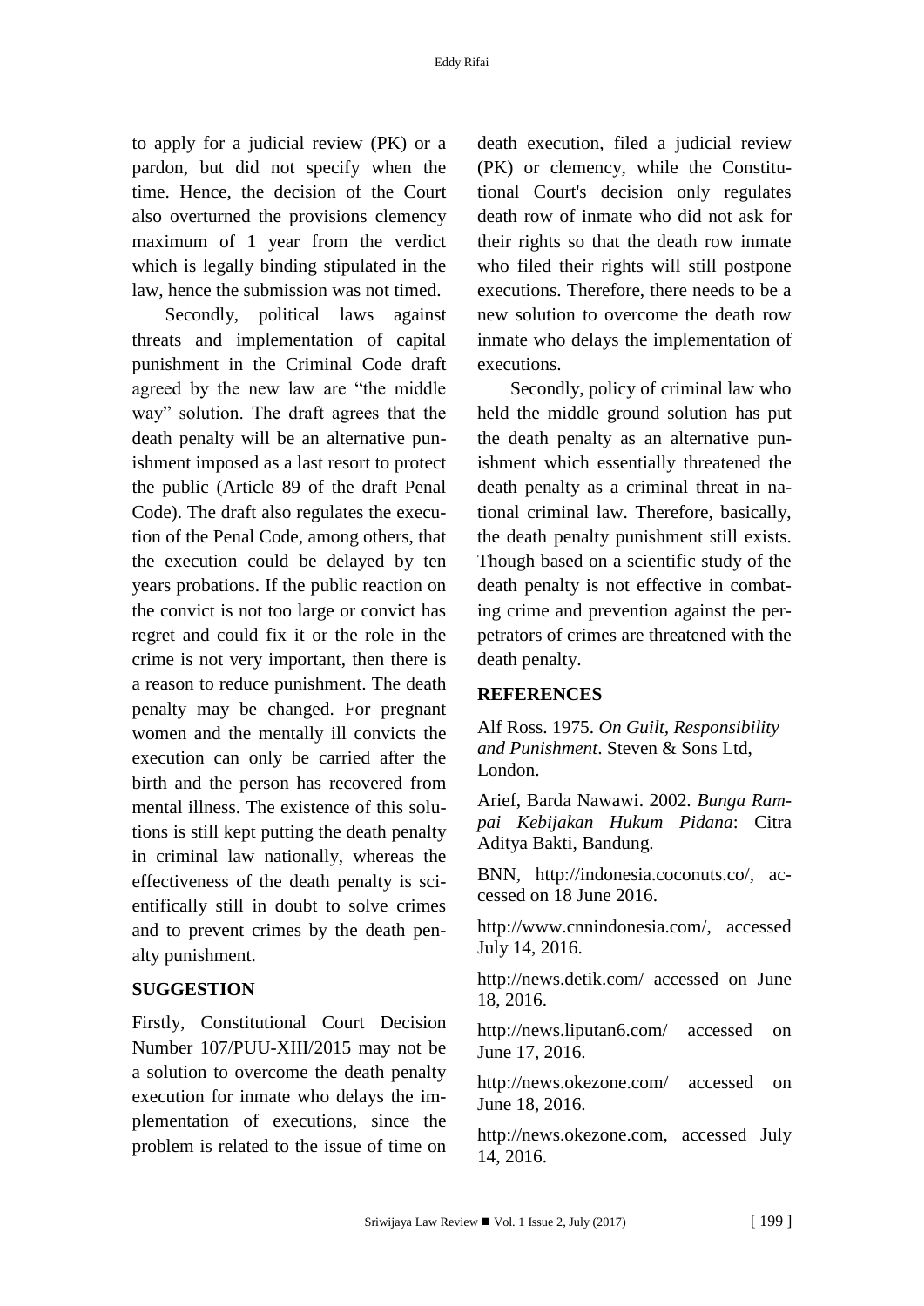to apply for a judicial review (PK) or a pardon, but did not specify when the time. Hence, the decision of the Court also overturned the provisions clemency maximum of 1 year from the verdict which is legally binding stipulated in the law, hence the submission was not timed.

Secondly, political laws against threats and implementation of capital punishment in the Criminal Code draft agreed by the new law are "the middle way" solution. The draft agrees that the death penalty will be an alternative punishment imposed as a last resort to protect the public (Article 89 of the draft Penal Code). The draft also regulates the execution of the Penal Code, among others, that the execution could be delayed by ten years probations. If the public reaction on the convict is not too large or convict has regret and could fix it or the role in the crime is not very important, then there is a reason to reduce punishment. The death penalty may be changed. For pregnant women and the mentally ill convicts the execution can only be carried after the birth and the person has recovered from mental illness. The existence of this solutions is still kept putting the death penalty in criminal law nationally, whereas the effectiveness of the death penalty is scientifically still in doubt to solve crimes and to prevent crimes by the death penalty punishment.

## SUGGESTION

Firstly, Constitutional Court Decision Number 107/PUU-XIII/2015 may not be a solution to overcome the death penalty execution for inmate who delays the implementation of executions, since the problem is related to the issue of time on death execution, filed a judicial review (PK) or clemency, while the Constitutional Court's decision only regulates death row of inmate who did not ask for their rights so that the death row inmate who filed their rights will still postpone executions. Therefore, there needs to be a new solution to overcome the death row inmate who delays the implementation of executions.

Secondly, policy of criminal law who held the middle ground solution has put the death penalty as an alternative punishment which essentially threatened the death penalty as a criminal threat in national criminal law. Therefore, basically, the death penalty punishment still exists. Though based on a scientific study of the death penalty is not effective in combating crime and prevention against the perpetrators of crimes are threatened with the death penalty.

## REFERENCES

Alf Ross. 1975. *On Guilt, Responsibility and Punishment*. Steven & Sons Ltd, London.

Arief, Barda Nawawi. 2002. *Bunga Rampai Kebijakan Hukum Pidana*: Citra Aditya Bakti, Bandung.

BNN, http://indonesia.coconuts.co/, accessed on 18 June 2016.

http://www.cnnindonesia.com/, accessed July 14, 2016.

http://news.detik.com/ accessed on June 18, 2016.

http://news.liputan6.com/ accessed on June 17, 2016.

http://news.okezone.com/ accessed on June 18, 2016.

http://news.okezone.com, accessed July 14, 2016.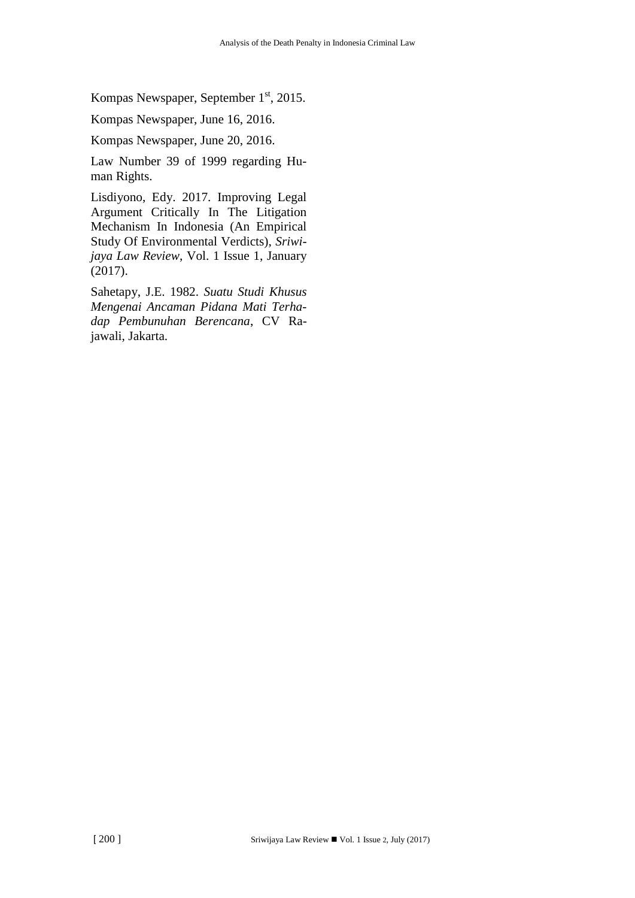Kompas Newspaper, September 1st, 2015.

Kompas Newspaper, June 16, 2016.

Kompas Newspaper, June 20, 2016.

Law Number 39 of 1999 regarding Human Rights.

Lisdiyono, Edy. 2017. Improving Legal Argument Critically In The Litigation Mechanism In Indonesia (An Empirical Study Of Environmental Verdicts), *Sriwijaya Law Review*, Vol. 1 Issue 1, January (2017).

Sahetapy, J.E. 1982. *Suatu Studi Khusus Mengenai Ancaman Pidana Mati Terhadap Pembunuhan Berencana*, CV Rajawali, Jakarta.